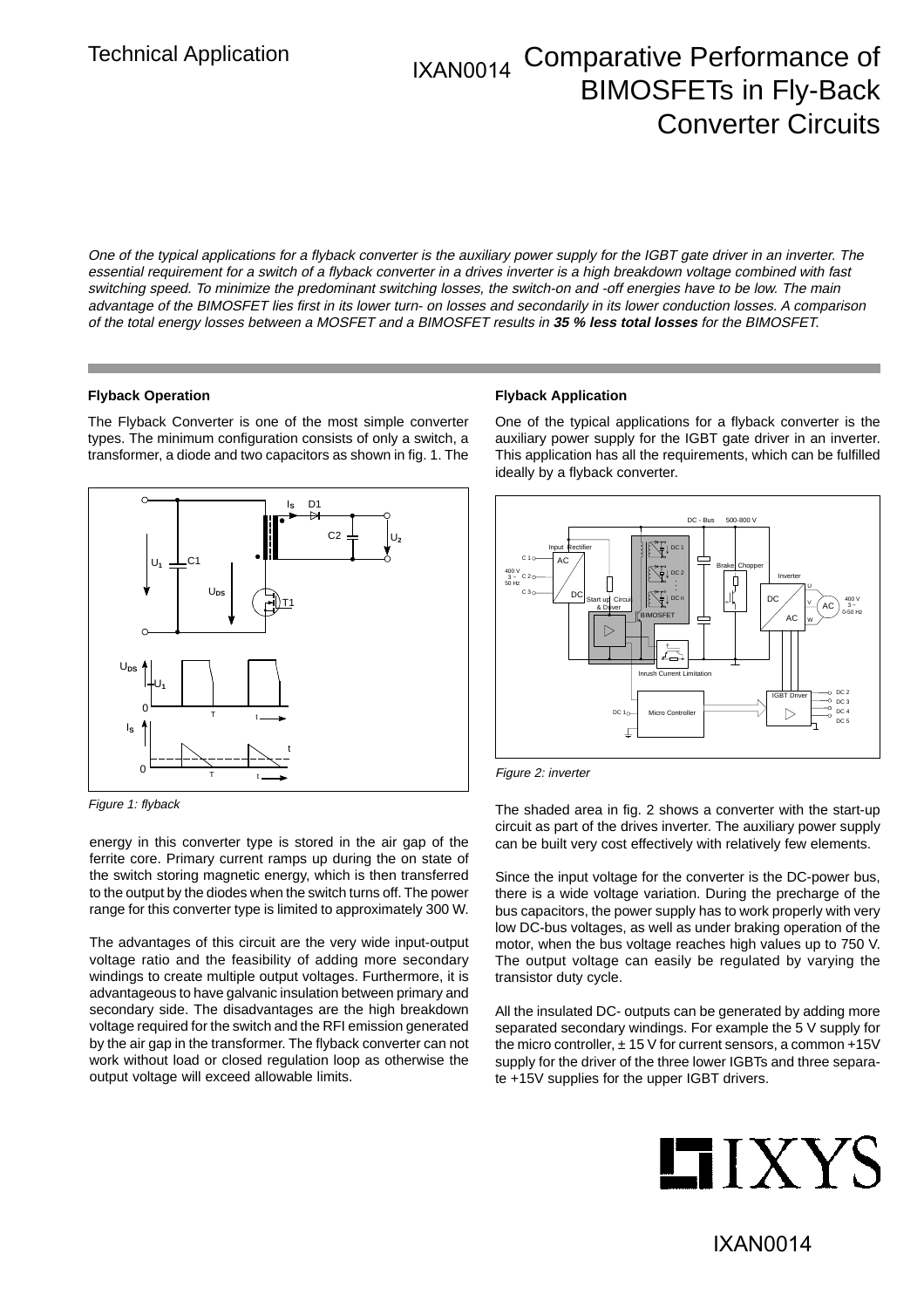Technical Application

# IXAN0014 Comparative Performance of BIMOSFETs in Fly-Back Converter Circuits

*One of the typical applications for a flyback converter is the auxiliary power supply for the IGBT gate driver in an inverter. The essential requirement for a switch of a flyback converter in a drives inverter is a high breakdown voltage combined with fast switching speed. To minimize the predominant switching losses, the switch-on and -off energies have to be low. The main advantage of the BIMOSFET lies first in its lower turn- on losses and secondarily in its lower conduction losses. A comparison of the total energy losses between a MOSFET and a BIMOSFET results in* ***35 % less total losses*** *for the BIMOSFET.*

### Flyback Operation

The Flyback Converter is one of the most simple converter types. The minimum configuration consists of only a switch, a transformer, a diode and two capacitors as shown in fig. 1. The

*Figure 1: flyback*

energy in this converter type is stored in the air gap of the ferrite core. Primary current ramps up during the on state of the switch storing magnetic energy, which is then transferred to the output by the diodes when the switch turns off. The power range for this converter type is limited to approximately 300 W.

The advantages of this circuit are the very wide input-output voltage ratio and the feasibility of adding more secondary windings to create multiple output voltages. Furthermore, it is advantageous to have galvanic insulation between primary and secondary side. The disadvantages are the high breakdown voltage required for the switch and the RFI emission generated by the air gap in the transformer. The flyback converter can not work without load or closed regulation loop as otherwise the output voltage will exceed allowable limits.

### Flyback Application

One of the typical applications for a flyback converter is the auxiliary power supply for the IGBT gate driver in an inverter. This application has all the requirements, which can be fulfilled ideally by a flyback converter.

*Figure 2: inverter*

The shaded area in fig. 2 shows a converter with the start-up circuit as part of the drives inverter. The auxiliary power supply can be built very cost effectively with relatively few elements.

Since the input voltage for the converter is the DC-power bus, there is a wide voltage variation. During the precharge of the bus capacitors, the power supply has to work properly with very low DC-bus voltages, as well as under braking operation of the motor, when the bus voltage reaches high values up to 750 V. The output voltage can easily be regulated by varying the transistor duty cycle.

All the insulated DC- outputs can be generated by adding more separated secondary windings. For example the 5 V supply for the micro controller, ± 15 V for current sensors, a common +15V supply for the driver of the three lower IGBTs and three separate +15V supplies for the upper IGBT drivers.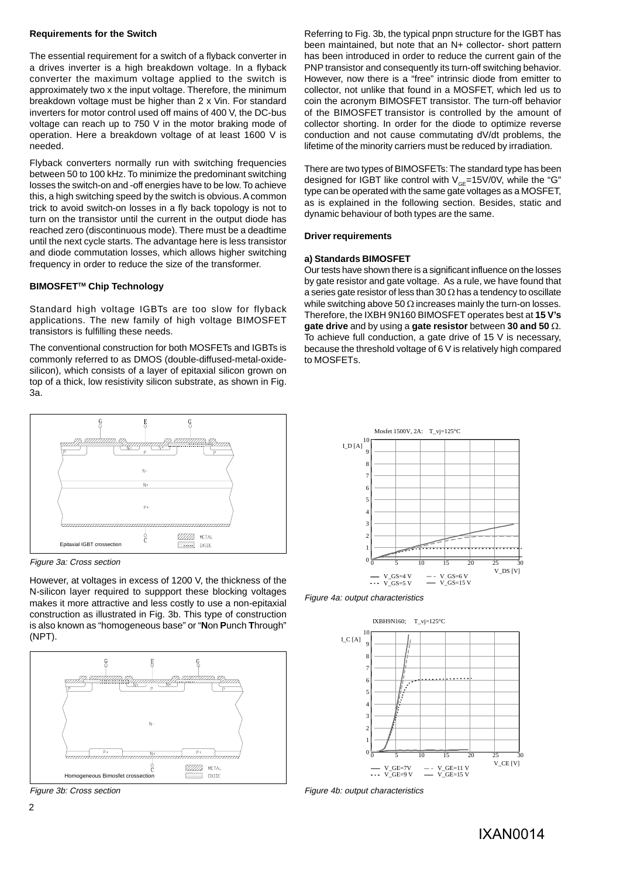#### Requirements for the Switch

The essential requirement for a switch of a flyback converter in a drives inverter is a high breakdown voltage. In a flyback converter the maximum voltage applied to the switch is approximately two x the input voltage. Therefore, the minimum breakdown voltage must be higher than 2 x Vin. For standard inverters for motor control used off mains of 400 V, the DC-bus voltage can reach up to 750 V in the motor braking mode of operation. Here a breakdown voltage of at least 1600 V is needed.

Flyback converters normally run with switching frequencies between 50 to 100 kHz. To minimize the predominant switching losses the switch-on and -off energies have to be low. To achieve this, a high switching speed by the switch is obvious. A common trick to avoid switch-on losses in a fly back topology is not to turn on the transistor until the current in the output diode has reached zero (discontinuous mode). There must be a deadtime until the next cycle starts. The advantage here is less transistor and diode commutation losses, which allows higher switching frequency in order to reduce the size of the transformer.

#### BIMOSFET™ Chip Technology

Standard high voltage IGBTs are too slow for flyback applications. The new family of high voltage BIMOSFET transistors is fulfilling these needs.

The conventional construction for both MOSFETs and IGBTs is commonly referred to as DMOS (double-diffused-metal-oxide-silicon), which consists of a layer of epitaxial silicon grown on top of a thick, low resistivity silicon substrate, as shown in Fig. 3a.

*Figure 3a: Cross section*

However, at voltages in excess of 1200 V, the thickness of the N-silicon layer required to suppport these blocking voltages makes it more attractive and less costly to use a non-epitaxial construction as illustrated in Fig. 3b. This type of construction is also known as "homogeneous base" or "**N**on **P**unch **T**hrough" (NPT).

*Figure 3b: Cross section*

Referring to Fig. 3b, the typical pnpn structure for the IGBT has been maintained, but note that an N+ collector- short pattern has been introduced in order to reduce the current gain of the PNP transistor and consequently its turn-off switching behavior. However, now there is a "free" intrinsic diode from emitter to collector, not unlike that found in a MOSFET, which led us to coin the acronym BIMOSFET transistor. The turn-off behavior of the BIMOSFET transistor is controlled by the amount of collector shorting. In order for the diode to optimize reverse conduction and not cause commutating dV/dt problems, the lifetime of the minority carriers must be reduced by irradiation.

There are two types of BIMOSFETs: The standard type has been designed for IGBT like control with $V_{GE}$=15V/0V, while the "G" type can be operated with the same gate voltages as a MOSFET, as is explained in the following section. Besides, static and dynamic behaviour of both types are the same.

#### Driver requirements

##### a) Standards BIMOSFET

Our tests have shown there is a significant influence on the losses by gate resistor and gate voltage. As a rule, we have found that a series gate resistor of less than 30 Ω has a tendency to oscillate while switching above 50 Ω increases mainly the turn-on losses. Therefore, the IXBH 9N160 BIMOSFET operates best at **15 V's gate drive** and by using a **gate resistor** between **30 and 50** Ω. To achieve full conduction, a gate drive of 15 V is necessary, because the threshold voltage of 6 V is relatively high compared to MOSFETs.

*Figure 4a: output characteristics*

*Figure 4b: output characteristics*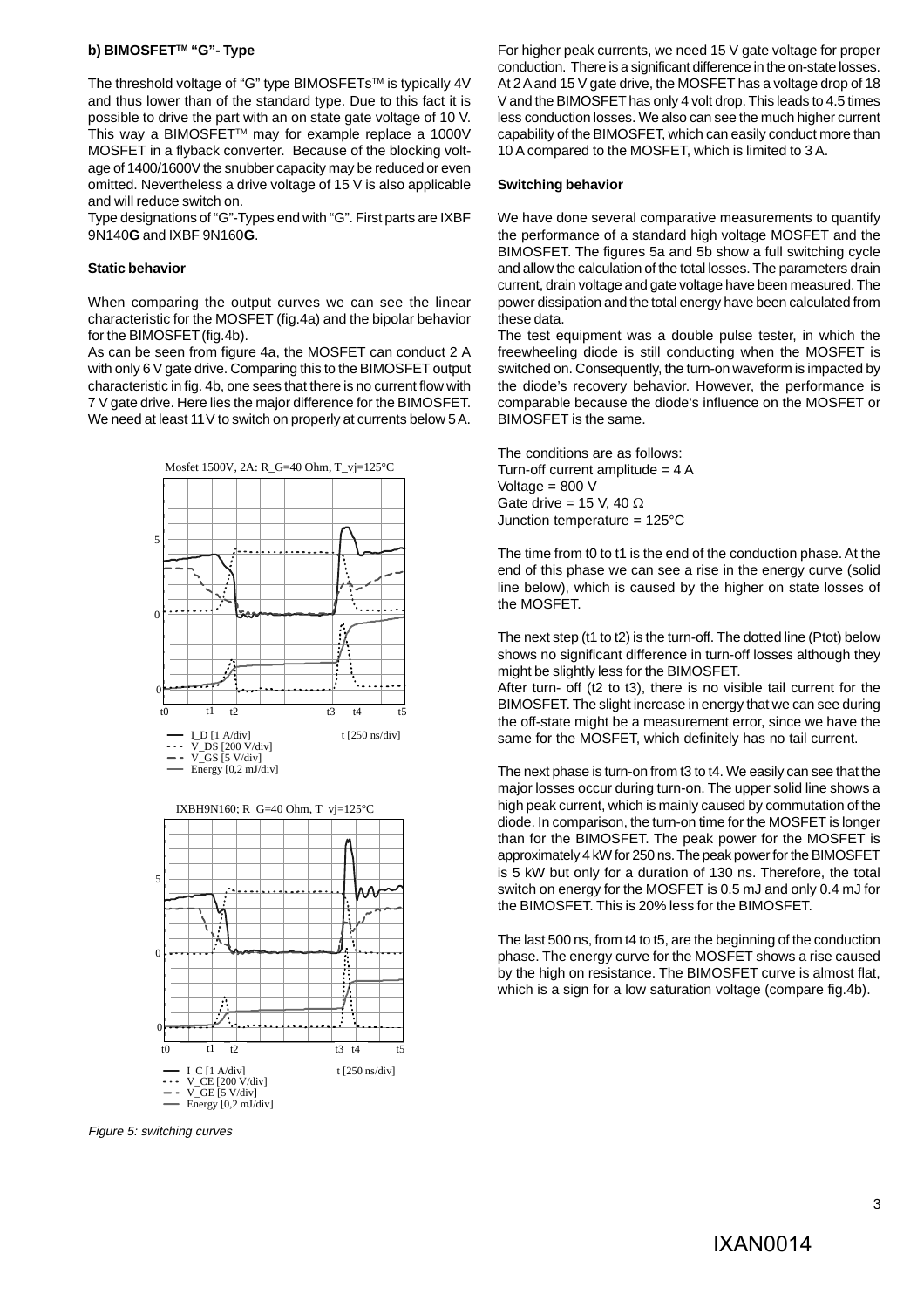**b) BIMOSFET™ "G"- Type**

The threshold voltage of "G" type BIMOSFETs™ is typically 4V and thus lower than of the standard type. Due to this fact it is possible to drive the part with an on state gate voltage of 10 V. This way a BIMOSFET™ may for example replace a 1000V MOSFET in a flyback converter. Because of the blocking voltage of 1400/1600V the snubber capacity may be reduced or even omitted. Nevertheless a drive voltage of 15 V is also applicable and will reduce switch on.

Type designations of "G"-Types end with "G". First parts are IXBF 9N140**G** and IXBF 9N160**G**.

**Static behavior**

When comparing the output curves we can see the linear characteristic for the MOSFET (fig.4a) and the bipolar behavior for the BIMOSFET (fig.4b).

As can be seen from figure 4a, the MOSFET can conduct 2 A with only 6 V gate drive. Comparing this to the BIMOSFET output characteristic in fig. 4b, one sees that there is no current flow with 7 V gate drive. Here lies the major difference for the BIMOSFET. We need at least 11 V to switch on properly at currents below 5 A.

Mosfet 1500V, 2A: R_G=40 Ohm, T_vj=125°C

I_D [1 A/div], V_DS [200 V/div], V_GS [5 V/div], Energy [0,2 mJ/div], t [250 ns/div]

IXBH9N160; R_G=40 Ohm, T_vj=125°C

I_C [1 A/div], V_CE [200 V/div], V_GE [5 V/div], Energy [0,2 mJ/div], t [250 ns/div]

*Figure 5: switching curves*

For higher peak currents, we need 15 V gate voltage for proper conduction. There is a significant difference in the on-state losses. At 2 A and 15 V gate drive, the MOSFET has a voltage drop of 18 V and the BIMOSFET has only 4 volt drop. This leads to 4.5 times less conduction losses. We also can see the much higher current capability of the BIMOSFET, which can easily conduct more than 10 A compared to the MOSFET, which is limited to 3 A.

**Switching behavior**

We have done several comparative measurements to quantify the performance of a standard high voltage MOSFET and the BIMOSFET. The figures 5a and 5b show a full switching cycle and allow the calculation of the total losses. The parameters drain current, drain voltage and gate voltage have been measured. The power dissipation and the total energy have been calculated from these data.

The test equipment was a double pulse tester, in which the freewheeling diode is still conducting when the MOSFET is switched on. Consequently, the turn-on waveform is impacted by the diode's recovery behavior. However, the performance is comparable because the diode's influence on the MOSFET or BIMOSFET is the same.

The conditions are as follows:
Turn-off current amplitude = 4 A
Voltage = 800 V
Gate drive = 15 V, 40 Ω
Junction temperature = 125°C

The time from t0 to t1 is the end of the conduction phase. At the end of this phase we can see a rise in the energy curve (solid line below), which is caused by the higher on state losses of the MOSFET.

The next step (t1 to t2) is the turn-off. The dotted line (Ptot) below shows no significant difference in turn-off losses although they might be slightly less for the BIMOSFET.

After turn- off (t2 to t3), there is no visible tail current for the BIMOSFET. The slight increase in energy that we can see during the off-state might be a measurement error, since we have the same for the MOSFET, which definitely has no tail current.

The next phase is turn-on from t3 to t4. We easily can see that the major losses occur during turn-on. The upper solid line shows a high peak current, which is mainly caused by commutation of the diode. In comparison, the turn-on time for the MOSFET is longer than for the BIMOSFET. The peak power for the MOSFET is approximately 4 kW for 250 ns. The peak power for the BIMOSFET is 5 kW but only for a duration of 130 ns. Therefore, the total switch on energy for the MOSFET is 0.5 mJ and only 0.4 mJ for the BIMOSFET. This is 20% less for the BIMOSFET.

The last 500 ns, from t4 to t5, are the beginning of the conduction phase. The energy curve for the MOSFET shows a rise caused by the high on resistance. The BIMOSFET curve is almost flat, which is a sign for a low saturation voltage (compare fig.4b).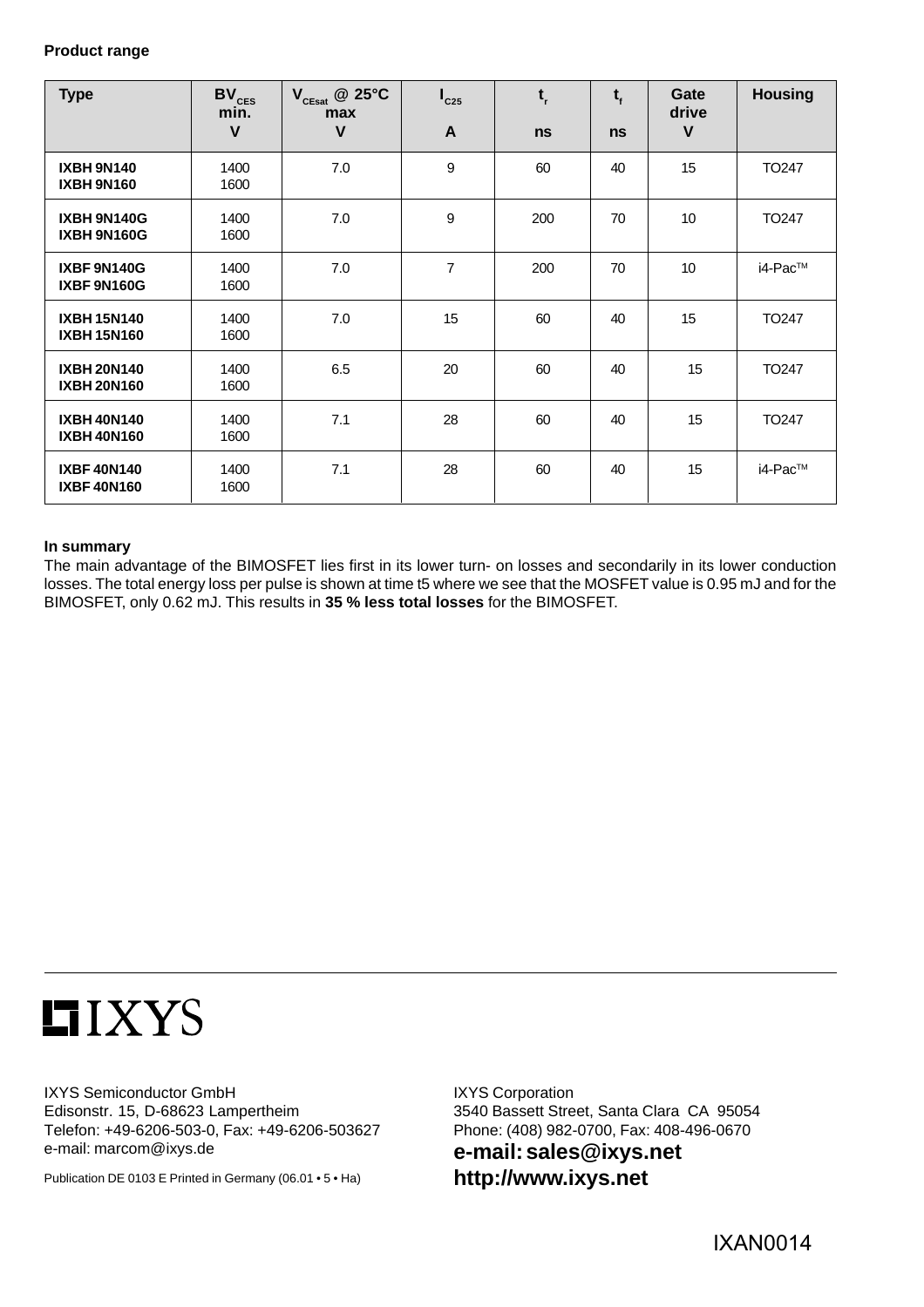**Product range**

| Type | $BV_{CES}$ min. V | $V_{CEsat}$ @ 25°C max V | $I_{C25}$ A | $t_r$ ns | $t_f$ ns | Gate drive V | Housing |
|---|---|---|---|---|---|---|---|
| **IXBH 9N140** **IXBH 9N160** | 1400 1600 | 7.0 | 9 | 60 | 40 | 15 | TO247 |
| **IXBH 9N140G** **IXBH 9N160G** | 1400 1600 | 7.0 | 9 | 200 | 70 | 10 | TO247 |
| **IXBF 9N140G** **IXBF 9N160G** | 1400 1600 | 7.0 | 7 | 200 | 70 | 10 | i4-Pac™ |
| **IXBH 15N140** **IXBH 15N160** | 1400 1600 | 7.0 | 15 | 60 | 40 | 15 | TO247 |
| **IXBH 20N140** **IXBH 20N160** | 1400 1600 | 6.5 | 20 | 60 | 40 | 15 | TO247 |
| **IXBH 40N140** **IXBH 40N160** | 1400 1600 | 7.1 | 28 | 60 | 40 | 15 | TO247 |
| **IXBF 40N140** **IXBF 40N160** | 1400 1600 | 7.1 | 28 | 60 | 40 | 15 | i4-Pac™ |

**In summary**

The main advantage of the BIMOSFET lies first in its lower turn- on losses and secondarily in its lower conduction losses. The total energy loss per pulse is shown at time t5 where we see that the MOSFET value is 0.95 mJ and for the BIMOSFET, only 0.62 mJ. This results in **35 % less total losses** for the BIMOSFET.

IXYS

IXYS Semiconductor GmbH
Edisonstr. 15, D-68623 Lampertheim
Telefon: +49-6206-503-0, Fax: +49-6206-503627
e-mail: marcom@ixys.de

Publication DE 0103 E Printed in Germany (06.01 • 5 • Ha)

IXYS Corporation
3540 Bassett Street, Santa Clara CA 95054
Phone: (408) 982-0700, Fax: 408-496-0670
**e-mail: sales@ixys.net**
**http://www.ixys.net**

IXAN0014